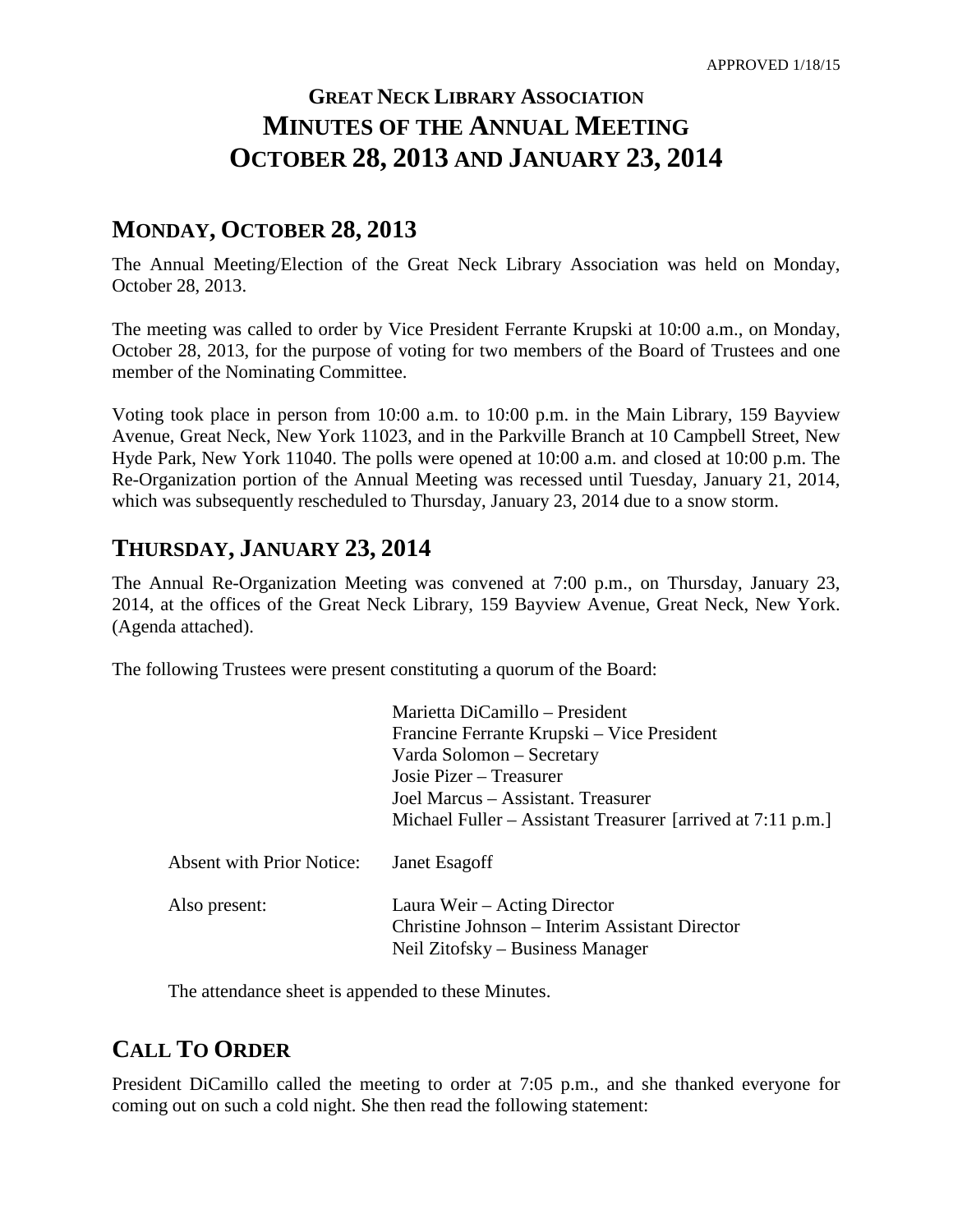APPROVED 1/18/15

# GREAT NECK LIBRARY ASSOCIATION
# MINUTES OF THE ANNUAL MEETING
# OCTOBER 28, 2013 AND JANUARY 23, 2014

## MONDAY, OCTOBER 28, 2013

The Annual Meeting/Election of the Great Neck Library Association was held on Monday, October 28, 2013.

The meeting was called to order by Vice President Ferrante Krupski at 10:00 a.m., on Monday, October 28, 2013, for the purpose of voting for two members of the Board of Trustees and one member of the Nominating Committee.

Voting took place in person from 10:00 a.m. to 10:00 p.m. in the Main Library, 159 Bayview Avenue, Great Neck, New York 11023, and in the Parkville Branch at 10 Campbell Street, New Hyde Park, New York 11040. The polls were opened at 10:00 a.m. and closed at 10:00 p.m. The Re-Organization portion of the Annual Meeting was recessed until Tuesday, January 21, 2014, which was subsequently rescheduled to Thursday, January 23, 2014 due to a snow storm.

## THURSDAY, JANUARY 23, 2014

The Annual Re-Organization Meeting was convened at 7:00 p.m., on Thursday, January 23, 2014, at the offices of the Great Neck Library, 159 Bayview Avenue, Great Neck, New York. (Agenda attached).

The following Trustees were present constituting a quorum of the Board:

Marietta DiCamillo – President
Francine Ferrante Krupski – Vice President
Varda Solomon – Secretary
Josie Pizer – Treasurer
Joel Marcus – Assistant. Treasurer
Michael Fuller – Assistant Treasurer [arrived at 7:11 p.m.]

Absent with Prior Notice: Janet Esagoff

Also present:
Laura Weir – Acting Director
Christine Johnson – Interim Assistant Director
Neil Zitofsky – Business Manager

The attendance sheet is appended to these Minutes.

## CALL TO ORDER

President DiCamillo called the meeting to order at 7:05 p.m., and she thanked everyone for coming out on such a cold night. She then read the following statement: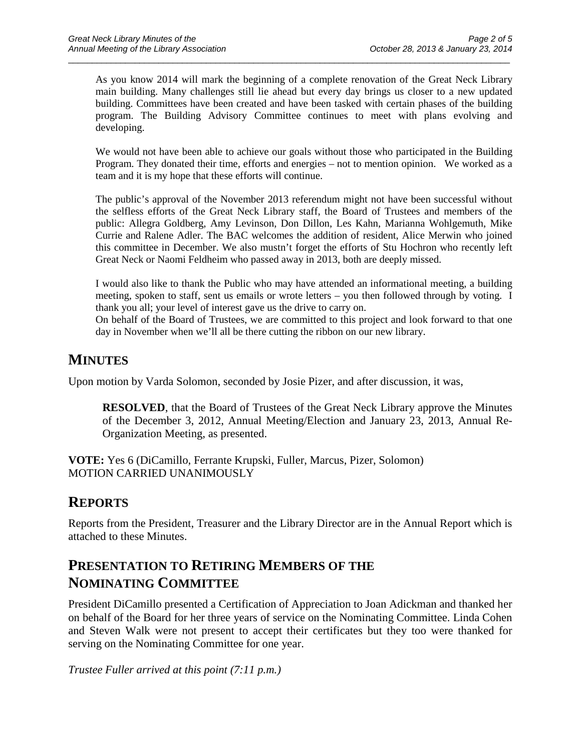As you know 2014 will mark the beginning of a complete renovation of the Great Neck Library main building. Many challenges still lie ahead but every day brings us closer to a new updated building. Committees have been created and have been tasked with certain phases of the building program. The Building Advisory Committee continues to meet with plans evolving and developing.

We would not have been able to achieve our goals without those who participated in the Building Program. They donated their time, efforts and energies – not to mention opinion. We worked as a team and it is my hope that these efforts will continue.

The public's approval of the November 2013 referendum might not have been successful without the selfless efforts of the Great Neck Library staff, the Board of Trustees and members of the public: Allegra Goldberg, Amy Levinson, Don Dillon, Les Kahn, Marianna Wohlgemuth, Mike Currie and Ralene Adler. The BAC welcomes the addition of resident, Alice Merwin who joined this committee in December. We also mustn't forget the efforts of Stu Hochron who recently left Great Neck or Naomi Feldheim who passed away in 2013, both are deeply missed.

I would also like to thank the Public who may have attended an informational meeting, a building meeting, spoken to staff, sent us emails or wrote letters – you then followed through by voting. I thank you all; your level of interest gave us the drive to carry on.
On behalf of the Board of Trustees, we are committed to this project and look forward to that one day in November when we'll all be there cutting the ribbon on our new library.

## MINUTES

Upon motion by Varda Solomon, seconded by Josie Pizer, and after discussion, it was,

> **RESOLVED**, that the Board of Trustees of the Great Neck Library approve the Minutes of the December 3, 2012, Annual Meeting/Election and January 23, 2013, Annual Re-Organization Meeting, as presented.

**VOTE:** Yes 6 (DiCamillo, Ferrante Krupski, Fuller, Marcus, Pizer, Solomon)
MOTION CARRIED UNANIMOUSLY

## REPORTS

Reports from the President, Treasurer and the Library Director are in the Annual Report which is attached to these Minutes.

## PRESENTATION TO RETIRING MEMBERS OF THE NOMINATING COMMITTEE

President DiCamillo presented a Certification of Appreciation to Joan Adickman and thanked her on behalf of the Board for her three years of service on the Nominating Committee. Linda Cohen and Steven Walk were not present to accept their certificates but they too were thanked for serving on the Nominating Committee for one year.

*Trustee Fuller arrived at this point (7:11 p.m.)*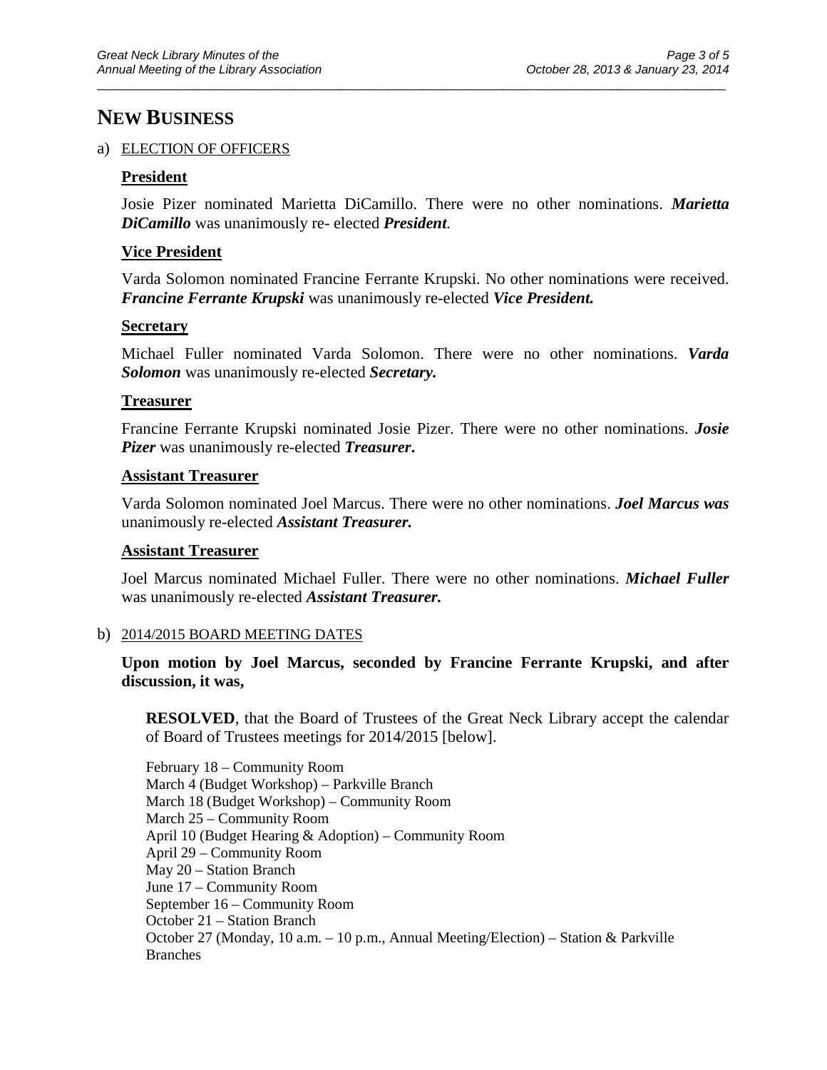# NEW BUSINESS

a) ELECTION OF OFFICERS

**President**

Josie Pizer nominated Marietta DiCamillo. There were no other nominations. ***Marietta DiCamillo*** was unanimously re- elected ***President***.

**Vice President**

Varda Solomon nominated Francine Ferrante Krupski. No other nominations were received. ***Francine Ferrante Krupski*** was unanimously re-elected ***Vice President.***

**Secretary**

Michael Fuller nominated Varda Solomon. There were no other nominations. ***Varda Solomon*** was unanimously re-elected ***Secretary.***

**Treasurer**

Francine Ferrante Krupski nominated Josie Pizer. There were no other nominations. ***Josie Pizer*** was unanimously re-elected ***Treasurer***.

**Assistant Treasurer**

Varda Solomon nominated Joel Marcus. There were no other nominations. ***Joel Marcus was*** unanimously re-elected ***Assistant Treasurer.***

**Assistant Treasurer**

Joel Marcus nominated Michael Fuller. There were no other nominations. ***Michael Fuller*** was unanimously re-elected ***Assistant Treasurer.***

b) 2014/2015 BOARD MEETING DATES

**Upon motion by Joel Marcus, seconded by Francine Ferrante Krupski, and after discussion, it was,**

**RESOLVED**, that the Board of Trustees of the Great Neck Library accept the calendar of Board of Trustees meetings for 2014/2015 [below].

February 18 – Community Room
March 4 (Budget Workshop) – Parkville Branch
March 18 (Budget Workshop) – Community Room
March 25 – Community Room
April 10 (Budget Hearing & Adoption) – Community Room
April 29 – Community Room
May 20 – Station Branch
June 17 – Community Room
September 16 – Community Room
October 21 – Station Branch
October 27 (Monday, 10 a.m. – 10 p.m., Annual Meeting/Election) – Station & Parkville Branches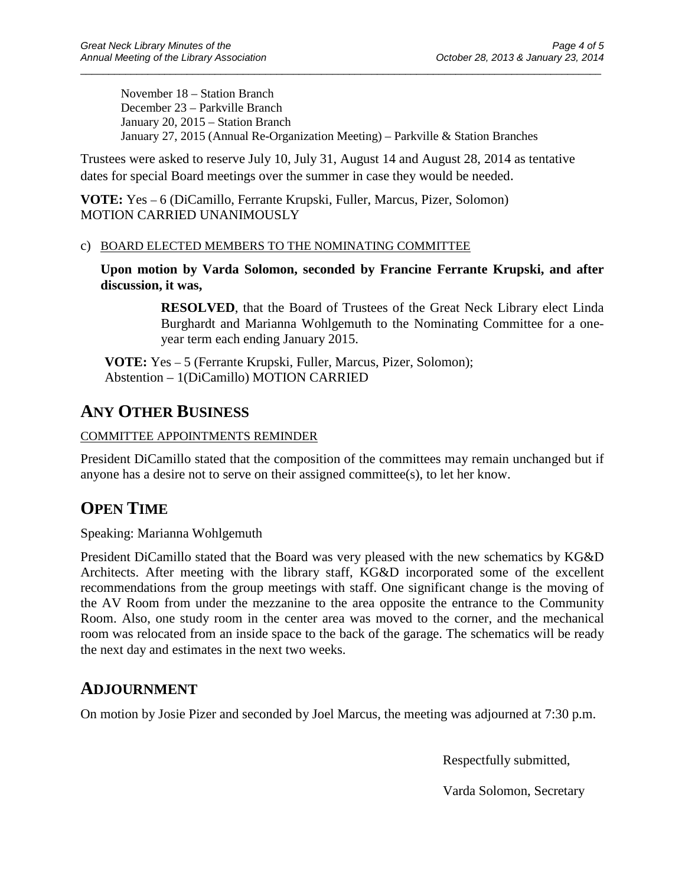November 18 – Station Branch
December 23 – Parkville Branch
January 20, 2015 – Station Branch
January 27, 2015 (Annual Re-Organization Meeting) – Parkville & Station Branches

Trustees were asked to reserve July 10, July 31, August 14 and August 28, 2014 as tentative dates for special Board meetings over the summer in case they would be needed.

**VOTE:** Yes – 6 (DiCamillo, Ferrante Krupski, Fuller, Marcus, Pizer, Solomon)
MOTION CARRIED UNANIMOUSLY

c) BOARD ELECTED MEMBERS TO THE NOMINATING COMMITTEE

**Upon motion by Varda Solomon, seconded by Francine Ferrante Krupski, and after discussion, it was,**

> **RESOLVED**, that the Board of Trustees of the Great Neck Library elect Linda Burghardt and Marianna Wohlgemuth to the Nominating Committee for a one-year term each ending January 2015.

**VOTE:** Yes – 5 (Ferrante Krupski, Fuller, Marcus, Pizer, Solomon);
Abstention – 1(DiCamillo) MOTION CARRIED

## ANY OTHER BUSINESS

COMMITTEE APPOINTMENTS REMINDER

President DiCamillo stated that the composition of the committees may remain unchanged but if anyone has a desire not to serve on their assigned committee(s), to let her know.

## OPEN TIME

Speaking: Marianna Wohlgemuth

President DiCamillo stated that the Board was very pleased with the new schematics by KG&D Architects. After meeting with the library staff, KG&D incorporated some of the excellent recommendations from the group meetings with staff. One significant change is the moving of the AV Room from under the mezzanine to the area opposite the entrance to the Community Room. Also, one study room in the center area was moved to the corner, and the mechanical room was relocated from an inside space to the back of the garage. The schematics will be ready the next day and estimates in the next two weeks.

## ADJOURNMENT

On motion by Josie Pizer and seconded by Joel Marcus, the meeting was adjourned at 7:30 p.m.

Respectfully submitted,

Varda Solomon, Secretary